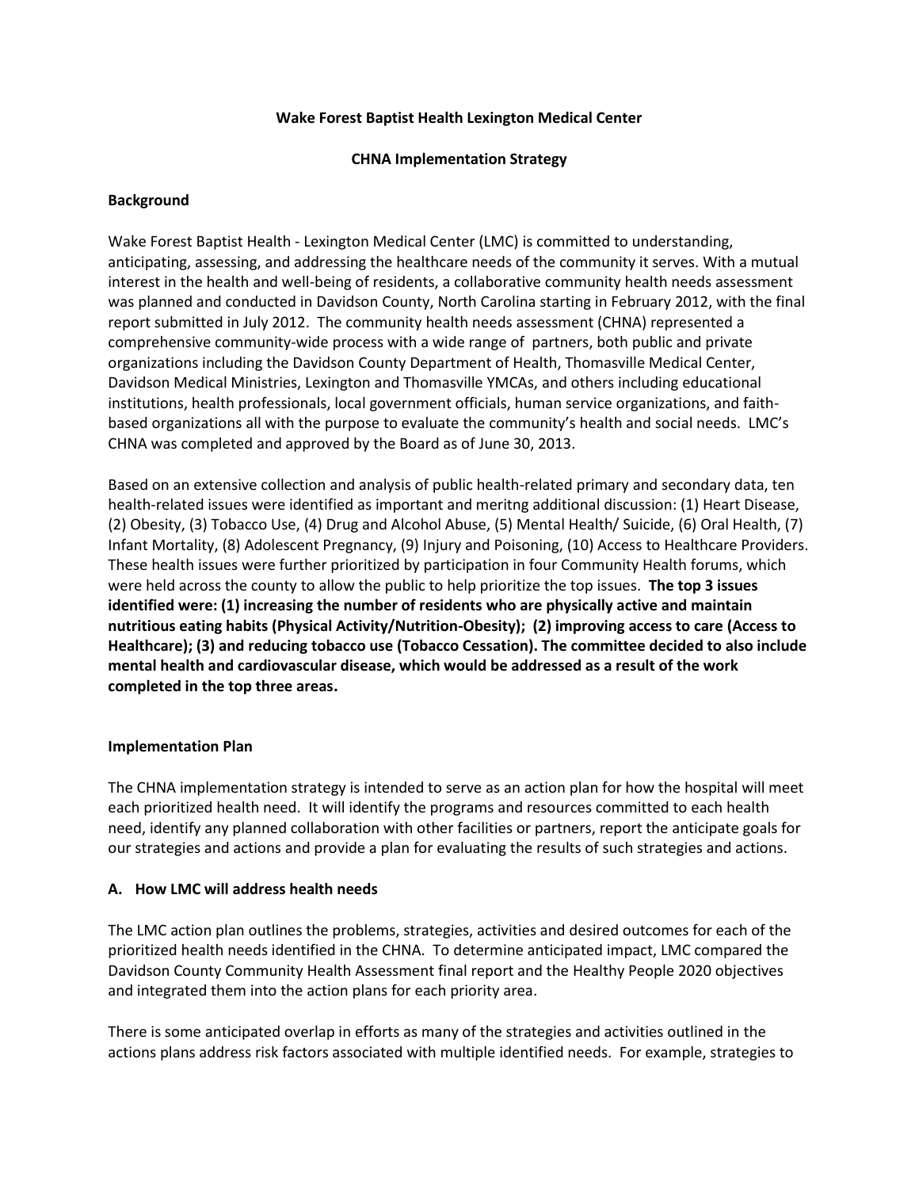**Wake Forest Baptist Health Lexington Medical Center**

**CHNA Implementation Strategy**

## Background

Wake Forest Baptist Health - Lexington Medical Center (LMC) is committed to understanding, anticipating, assessing, and addressing the healthcare needs of the community it serves. With a mutual interest in the health and well-being of residents, a collaborative community health needs assessment was planned and conducted in Davidson County, North Carolina starting in February 2012, with the final report submitted in July 2012. The community health needs assessment (CHNA) represented a comprehensive community-wide process with a wide range of partners, both public and private organizations including the Davidson County Department of Health, Thomasville Medical Center, Davidson Medical Ministries, Lexington and Thomasville YMCAs, and others including educational institutions, health professionals, local government officials, human service organizations, and faith-based organizations all with the purpose to evaluate the community's health and social needs. LMC's CHNA was completed and approved by the Board as of June 30, 2013.

Based on an extensive collection and analysis of public health-related primary and secondary data, ten health-related issues were identified as important and meritng additional discussion: (1) Heart Disease, (2) Obesity, (3) Tobacco Use, (4) Drug and Alcohol Abuse, (5) Mental Health/ Suicide, (6) Oral Health, (7) Infant Mortality, (8) Adolescent Pregnancy, (9) Injury and Poisoning, (10) Access to Healthcare Providers. These health issues were further prioritized by participation in four Community Health forums, which were held across the county to allow the public to help prioritize the top issues. **The top 3 issues identified were: (1) increasing the number of residents who are physically active and maintain nutritious eating habits (Physical Activity/Nutrition-Obesity); (2) improving access to care (Access to Healthcare); (3) and reducing tobacco use (Tobacco Cessation). The committee decided to also include mental health and cardiovascular disease, which would be addressed as a result of the work completed in the top three areas.**

## Implementation Plan

The CHNA implementation strategy is intended to serve as an action plan for how the hospital will meet each prioritized health need. It will identify the programs and resources committed to each health need, identify any planned collaboration with other facilities or partners, report the anticipate goals for our strategies and actions and provide a plan for evaluating the results of such strategies and actions.

### A. How LMC will address health needs

The LMC action plan outlines the problems, strategies, activities and desired outcomes for each of the prioritized health needs identified in the CHNA. To determine anticipated impact, LMC compared the Davidson County Community Health Assessment final report and the Healthy People 2020 objectives and integrated them into the action plans for each priority area.

There is some anticipated overlap in efforts as many of the strategies and activities outlined in the actions plans address risk factors associated with multiple identified needs. For example, strategies to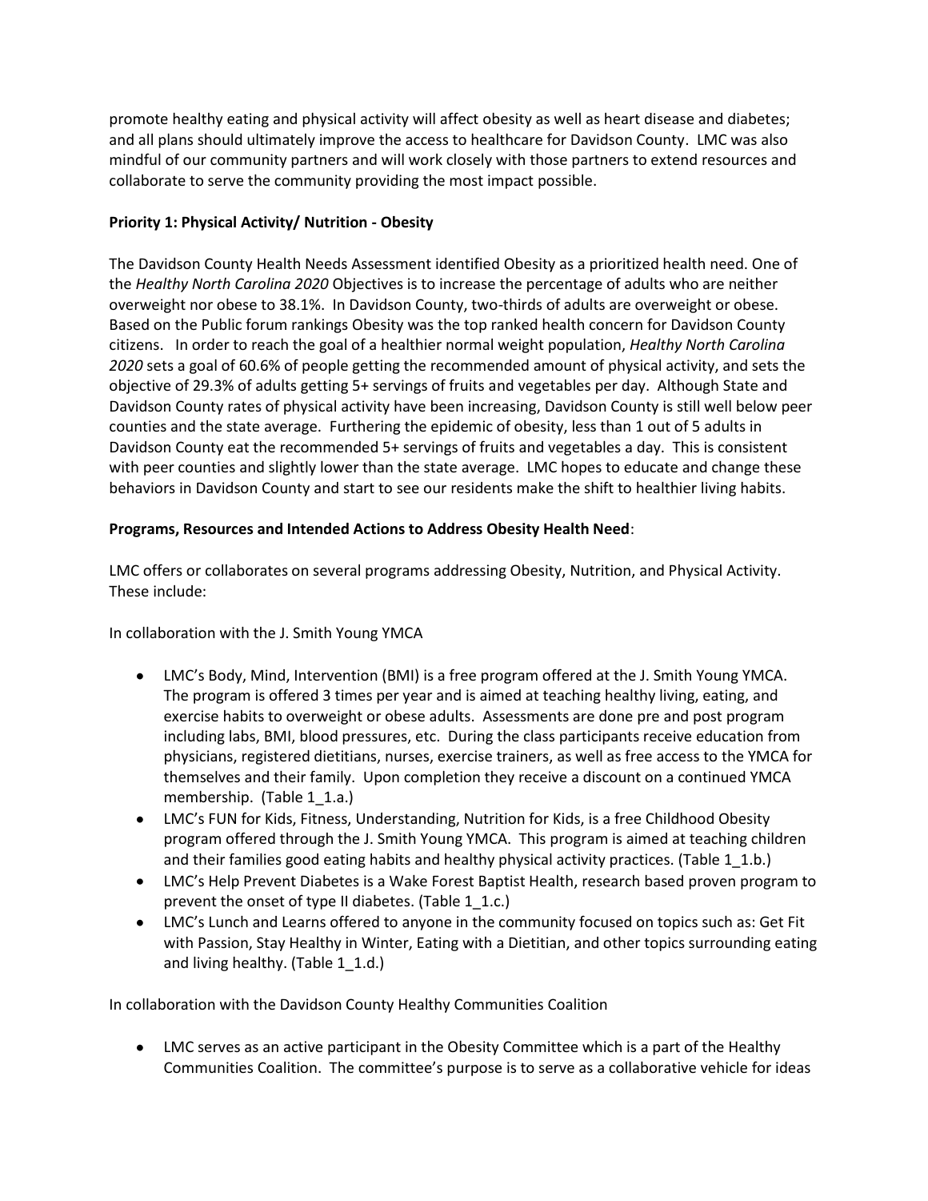promote healthy eating and physical activity will affect obesity as well as heart disease and diabetes; and all plans should ultimately improve the access to healthcare for Davidson County. LMC was also mindful of our community partners and will work closely with those partners to extend resources and collaborate to serve the community providing the most impact possible.

**Priority 1: Physical Activity/ Nutrition - Obesity**

The Davidson County Health Needs Assessment identified Obesity as a prioritized health need. One of the *Healthy North Carolina 2020* Objectives is to increase the percentage of adults who are neither overweight nor obese to 38.1%. In Davidson County, two-thirds of adults are overweight or obese. Based on the Public forum rankings Obesity was the top ranked health concern for Davidson County citizens. In order to reach the goal of a healthier normal weight population, *Healthy North Carolina 2020* sets a goal of 60.6% of people getting the recommended amount of physical activity, and sets the objective of 29.3% of adults getting 5+ servings of fruits and vegetables per day. Although State and Davidson County rates of physical activity have been increasing, Davidson County is still well below peer counties and the state average. Furthering the epidemic of obesity, less than 1 out of 5 adults in Davidson County eat the recommended 5+ servings of fruits and vegetables a day. This is consistent with peer counties and slightly lower than the state average. LMC hopes to educate and change these behaviors in Davidson County and start to see our residents make the shift to healthier living habits.

**Programs, Resources and Intended Actions to Address Obesity Health Need**:

LMC offers or collaborates on several programs addressing Obesity, Nutrition, and Physical Activity. These include:

In collaboration with the J. Smith Young YMCA

- LMC's Body, Mind, Intervention (BMI) is a free program offered at the J. Smith Young YMCA. The program is offered 3 times per year and is aimed at teaching healthy living, eating, and exercise habits to overweight or obese adults. Assessments are done pre and post program including labs, BMI, blood pressures, etc. During the class participants receive education from physicians, registered dietitians, nurses, exercise trainers, as well as free access to the YMCA for themselves and their family. Upon completion they receive a discount on a continued YMCA membership. (Table 1_1.a.)
- LMC's FUN for Kids, Fitness, Understanding, Nutrition for Kids, is a free Childhood Obesity program offered through the J. Smith Young YMCA. This program is aimed at teaching children and their families good eating habits and healthy physical activity practices. (Table 1_1.b.)
- LMC's Help Prevent Diabetes is a Wake Forest Baptist Health, research based proven program to prevent the onset of type II diabetes. (Table 1_1.c.)
- LMC's Lunch and Learns offered to anyone in the community focused on topics such as: Get Fit with Passion, Stay Healthy in Winter, Eating with a Dietitian, and other topics surrounding eating and living healthy. (Table 1_1.d.)

In collaboration with the Davidson County Healthy Communities Coalition

- LMC serves as an active participant in the Obesity Committee which is a part of the Healthy Communities Coalition. The committee's purpose is to serve as a collaborative vehicle for ideas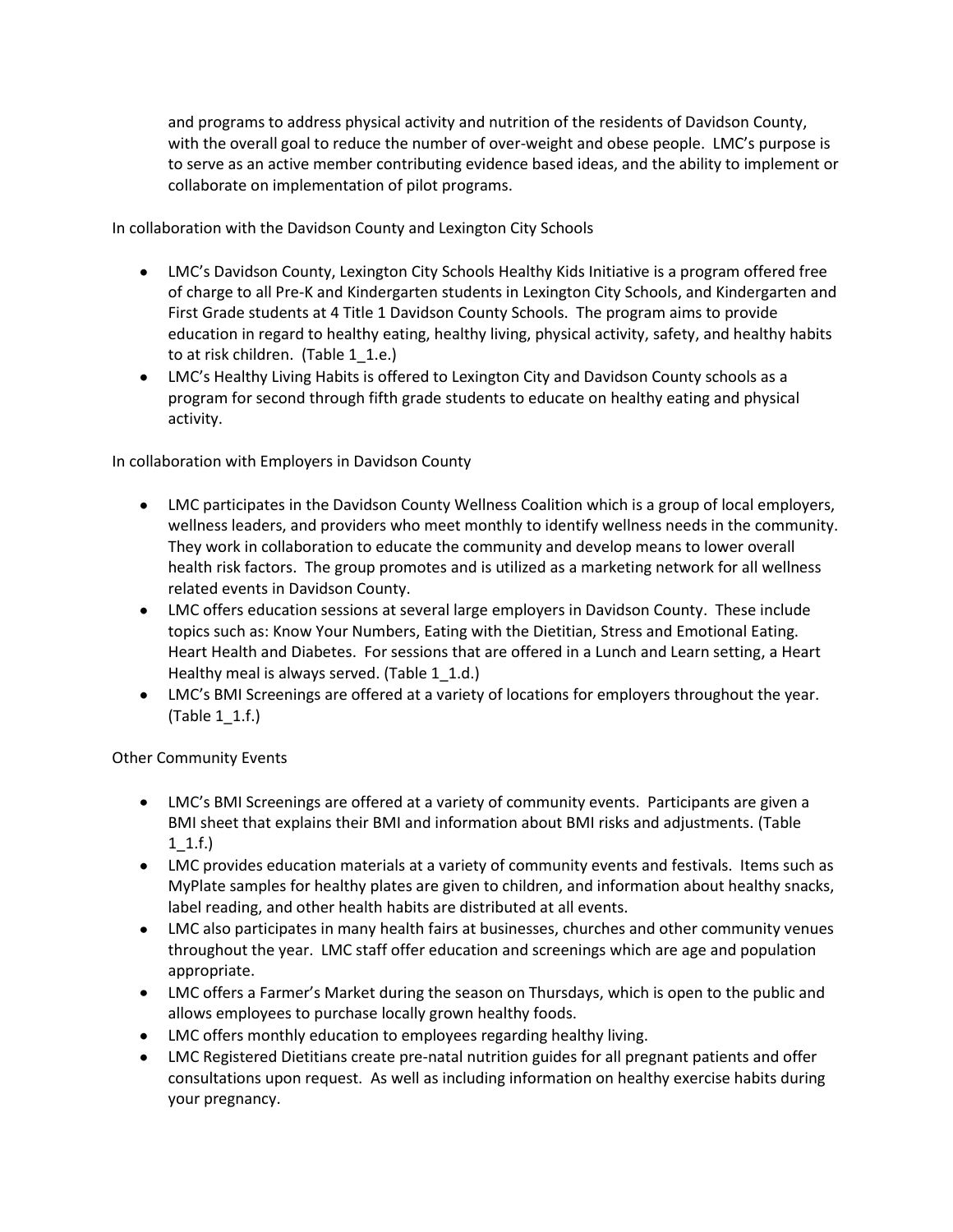and programs to address physical activity and nutrition of the residents of Davidson County, with the overall goal to reduce the number of over-weight and obese people. LMC's purpose is to serve as an active member contributing evidence based ideas, and the ability to implement or collaborate on implementation of pilot programs.

In collaboration with the Davidson County and Lexington City Schools

- LMC's Davidson County, Lexington City Schools Healthy Kids Initiative is a program offered free of charge to all Pre-K and Kindergarten students in Lexington City Schools, and Kindergarten and First Grade students at 4 Title 1 Davidson County Schools. The program aims to provide education in regard to healthy eating, healthy living, physical activity, safety, and healthy habits to at risk children. (Table 1_1.e.)
- LMC's Healthy Living Habits is offered to Lexington City and Davidson County schools as a program for second through fifth grade students to educate on healthy eating and physical activity.

In collaboration with Employers in Davidson County

- LMC participates in the Davidson County Wellness Coalition which is a group of local employers, wellness leaders, and providers who meet monthly to identify wellness needs in the community. They work in collaboration to educate the community and develop means to lower overall health risk factors. The group promotes and is utilized as a marketing network for all wellness related events in Davidson County.
- LMC offers education sessions at several large employers in Davidson County. These include topics such as: Know Your Numbers, Eating with the Dietitian, Stress and Emotional Eating. Heart Health and Diabetes. For sessions that are offered in a Lunch and Learn setting, a Heart Healthy meal is always served. (Table 1_1.d.)
- LMC's BMI Screenings are offered at a variety of locations for employers throughout the year. (Table 1_1.f.)

Other Community Events

- LMC's BMI Screenings are offered at a variety of community events. Participants are given a BMI sheet that explains their BMI and information about BMI risks and adjustments. (Table 1_1.f.)
- LMC provides education materials at a variety of community events and festivals. Items such as MyPlate samples for healthy plates are given to children, and information about healthy snacks, label reading, and other health habits are distributed at all events.
- LMC also participates in many health fairs at businesses, churches and other community venues throughout the year. LMC staff offer education and screenings which are age and population appropriate.
- LMC offers a Farmer's Market during the season on Thursdays, which is open to the public and allows employees to purchase locally grown healthy foods.
- LMC offers monthly education to employees regarding healthy living.
- LMC Registered Dietitians create pre-natal nutrition guides for all pregnant patients and offer consultations upon request. As well as including information on healthy exercise habits during your pregnancy.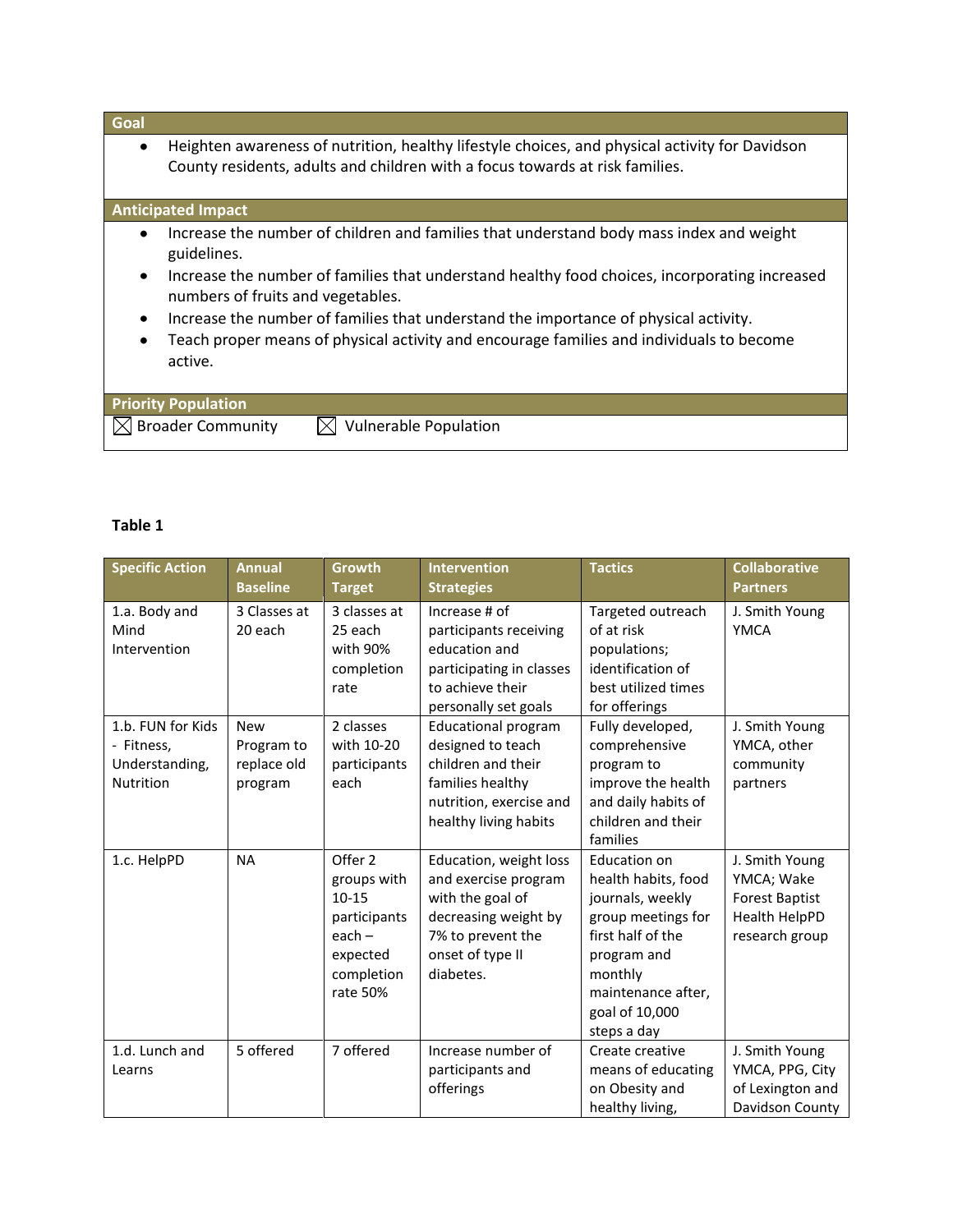| Goal |
| --- |
| • Heighten awareness of nutrition, healthy lifestyle choices, and physical activity for Davidson County residents, adults and children with a focus towards at risk families. |

| Anticipated Impact |
| --- |
| • Increase the number of children and families that understand body mass index and weight guidelines.<br>• Increase the number of families that understand healthy food choices, incorporating increased numbers of fruits and vegetables.<br>• Increase the number of families that understand the importance of physical activity.<br>• Teach proper means of physical activity and encourage families and individuals to become active. |

| Priority Population | |
| --- | --- |
| ☒ Broader Community | ☒ Vulnerable Population |

**Table 1**

| Specific Action | Annual Baseline | Growth Target | Intervention Strategies | Tactics | Collaborative Partners |
| --- | --- | --- | --- | --- | --- |
| 1.a. Body and Mind Intervention | 3 Classes at 20 each | 3 classes at 25 each with 90% completion rate | Increase # of participants receiving education and participating in classes to achieve their personally set goals | Targeted outreach of at risk populations; identification of best utilized times for offerings | J. Smith Young YMCA |
| 1.b. FUN for Kids - Fitness, Understanding, Nutrition | New Program to replace old program | 2 classes with 10-20 participants each | Educational program designed to teach children and their families healthy nutrition, exercise and healthy living habits | Fully developed, comprehensive program to improve the health and daily habits of children and their families | J. Smith Young YMCA, other community partners |
| 1.c. HelpPD | NA | Offer 2 groups with 10-15 participants each – expected completion rate 50% | Education, weight loss and exercise program with the goal of decreasing weight by 7% to prevent the onset of type II diabetes. | Education on health habits, food journals, weekly group meetings for first half of the program and monthly maintenance after, goal of 10,000 steps a day | J. Smith Young YMCA; Wake Forest Baptist Health HelpPD research group |
| 1.d. Lunch and Learns | 5 offered | 7 offered | Increase number of participants and offerings | Create creative means of educating on Obesity and healthy living, | J. Smith Young YMCA, PPG, City of Lexington and Davidson County |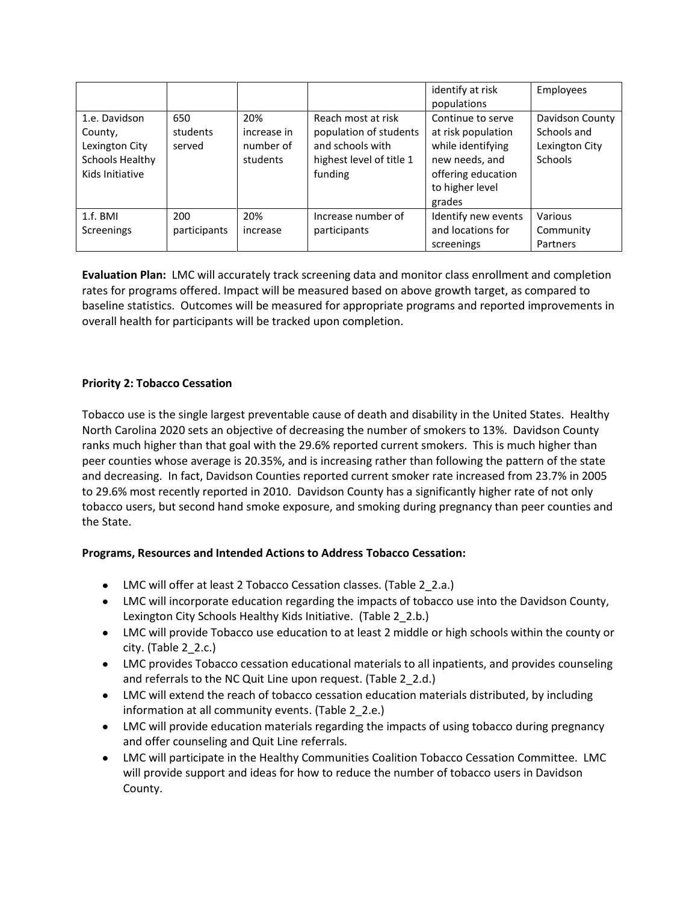| | | | | identify at risk populations | Employees |
|---|---|---|---|---|---|
| 1.e. Davidson County, Lexington City Schools Healthy Kids Initiative | 650 students served | 20% increase in number of students | Reach most at risk population of students and schools with highest level of title 1 funding | Continue to serve at risk population while identifying new needs, and offering education to higher level grades | Davidson County Schools and Lexington City Schools |
| 1.f. BMI Screenings | 200 participants | 20% increase | Increase number of participants | Identify new events and locations for screenings | Various Community Partners |

**Evaluation Plan:** LMC will accurately track screening data and monitor class enrollment and completion rates for programs offered. Impact will be measured based on above growth target, as compared to baseline statistics. Outcomes will be measured for appropriate programs and reported improvements in overall health for participants will be tracked upon completion.

**Priority 2: Tobacco Cessation**

Tobacco use is the single largest preventable cause of death and disability in the United States. Healthy North Carolina 2020 sets an objective of decreasing the number of smokers to 13%. Davidson County ranks much higher than that goal with the 29.6% reported current smokers. This is much higher than peer counties whose average is 20.35%, and is increasing rather than following the pattern of the state and decreasing. In fact, Davidson Counties reported current smoker rate increased from 23.7% in 2005 to 29.6% most recently reported in 2010. Davidson County has a significantly higher rate of not only tobacco users, but second hand smoke exposure, and smoking during pregnancy than peer counties and the State.

**Programs, Resources and Intended Actions to Address Tobacco Cessation:**

- LMC will offer at least 2 Tobacco Cessation classes. (Table 2_2.a.)
- LMC will incorporate education regarding the impacts of tobacco use into the Davidson County, Lexington City Schools Healthy Kids Initiative. (Table 2_2.b.)
- LMC will provide Tobacco use education to at least 2 middle or high schools within the county or city. (Table 2_2.c.)
- LMC provides Tobacco cessation educational materials to all inpatients, and provides counseling and referrals to the NC Quit Line upon request. (Table 2_2.d.)
- LMC will extend the reach of tobacco cessation education materials distributed, by including information at all community events. (Table 2_2.e.)
- LMC will provide education materials regarding the impacts of using tobacco during pregnancy and offer counseling and Quit Line referrals.
- LMC will participate in the Healthy Communities Coalition Tobacco Cessation Committee. LMC will provide support and ideas for how to reduce the number of tobacco users in Davidson County.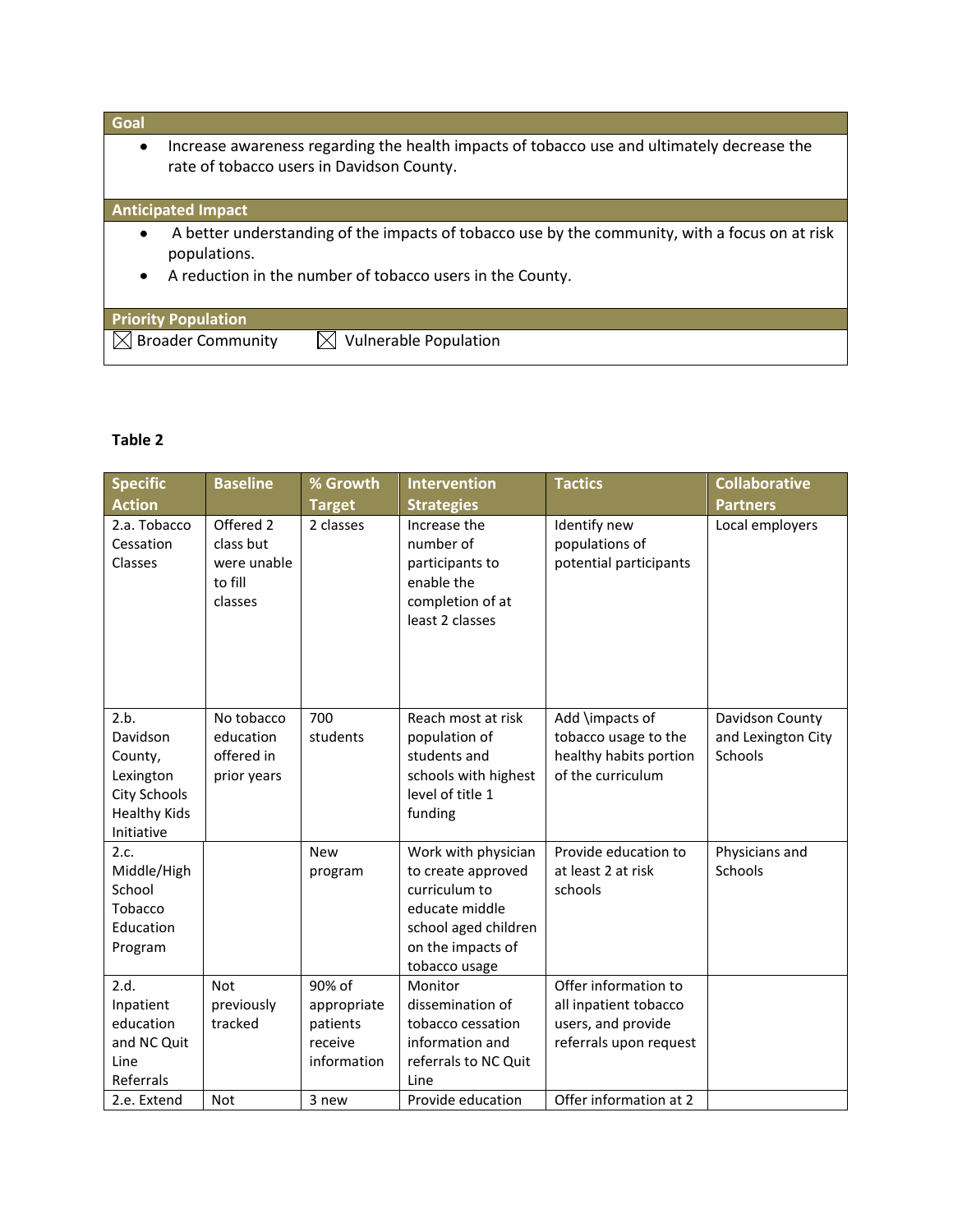| Goal |
| --- |
| • Increase awareness regarding the health impacts of tobacco use and ultimately decrease the rate of tobacco users in Davidson County. |

| Anticipated Impact |
| --- |
| • A better understanding of the impacts of tobacco use by the community, with a focus on at risk populations.<br>• A reduction in the number of tobacco users in the County. |

| Priority Population | |
| --- | --- |
| ☒ Broader Community | ☒ Vulnerable Population |

**Table 2**

| Specific Action | Baseline | % Growth Target | Intervention Strategies | Tactics | Collaborative Partners |
| --- | --- | --- | --- | --- | --- |
| 2.a. Tobacco Cessation Classes | Offered 2 class but were unable to fill classes | 2 classes | Increase the number of participants to enable the completion of at least 2 classes | Identify new populations of potential participants | Local employers |
| 2.b. Davidson County, Lexington City Schools Healthy Kids Initiative | No tobacco education offered in prior years | 700 students | Reach most at risk population of students and schools with highest level of title 1 funding | Add \impacts of tobacco usage to the healthy habits portion of the curriculum | Davidson County and Lexington City Schools |
| 2.c. Middle/High School Tobacco Education Program | | New program | Work with physician to create approved curriculum to educate middle school aged children on the impacts of tobacco usage | Provide education to at least 2 at risk schools | Physicians and Schools |
| 2.d. Inpatient education and NC Quit Line Referrals | Not previously tracked | 90% of appropriate patients receive information | Monitor dissemination of tobacco cessation information and referrals to NC Quit Line | Offer information to all inpatient tobacco users, and provide referrals upon request | |
| 2.e. Extend | Not | 3 new | Provide education | Offer information at 2 | |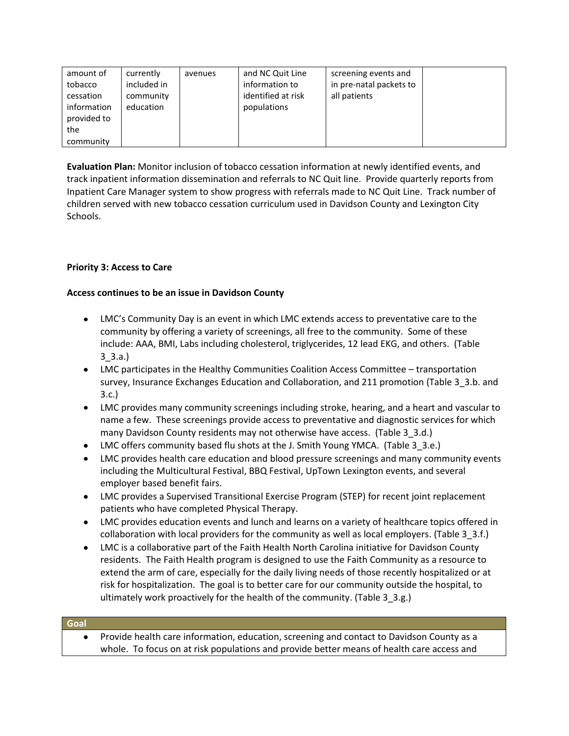| amount of tobacco cessation information provided to the community | currently included in community education | avenues | and NC Quit Line information to identified at risk populations | screening events and in pre-natal packets to all patients | |
|---|---|---|---|---|---|

**Evaluation Plan:** Monitor inclusion of tobacco cessation information at newly identified events, and track inpatient information dissemination and referrals to NC Quit line. Provide quarterly reports from Inpatient Care Manager system to show progress with referrals made to NC Quit Line. Track number of children served with new tobacco cessation curriculum used in Davidson County and Lexington City Schools.

**Priority 3: Access to Care**

**Access continues to be an issue in Davidson County**

- LMC's Community Day is an event in which LMC extends access to preventative care to the community by offering a variety of screenings, all free to the community. Some of these include: AAA, BMI, Labs including cholesterol, triglycerides, 12 lead EKG, and others. (Table 3_3.a.)
- LMC participates in the Healthy Communities Coalition Access Committee – transportation survey, Insurance Exchanges Education and Collaboration, and 211 promotion (Table 3_3.b. and 3.c.)
- LMC provides many community screenings including stroke, hearing, and a heart and vascular to name a few. These screenings provide access to preventative and diagnostic services for which many Davidson County residents may not otherwise have access. (Table 3_3.d.)
- LMC offers community based flu shots at the J. Smith Young YMCA. (Table 3_3.e.)
- LMC provides health care education and blood pressure screenings and many community events including the Multicultural Festival, BBQ Festival, UpTown Lexington events, and several employer based benefit fairs.
- LMC provides a Supervised Transitional Exercise Program (STEP) for recent joint replacement patients who have completed Physical Therapy.
- LMC provides education events and lunch and learns on a variety of healthcare topics offered in collaboration with local providers for the community as well as local employers. (Table 3_3.f.)
- LMC is a collaborative part of the Faith Health North Carolina initiative for Davidson County residents. The Faith Health program is designed to use the Faith Community as a resource to extend the arm of care, especially for the daily living needs of those recently hospitalized or at risk for hospitalization. The goal is to better care for our community outside the hospital, to ultimately work proactively for the health of the community. (Table 3_3.g.)

| Goal |
|---|
| • Provide health care information, education, screening and contact to Davidson County as a whole. To focus on at risk populations and provide better means of health care access and |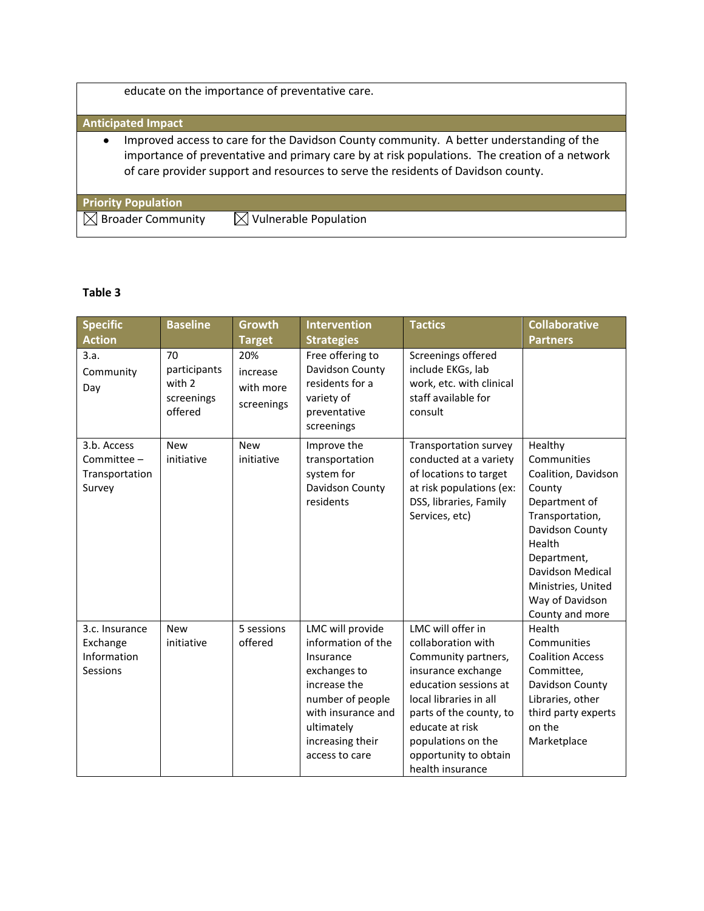educate on the importance of preventative care.

**Anticipated Impact**

- Improved access to care for the Davidson County community. A better understanding of the importance of preventative and primary care by at risk populations. The creation of a network of care provider support and resources to serve the residents of Davidson county.

**Priority Population**

☒ Broader Community ☒ Vulnerable Population

**Table 3**

| Specific Action | Baseline | Growth Target | Intervention Strategies | Tactics | Collaborative Partners |
|---|---|---|---|---|---|
| 3.a. Community Day | 70 participants with 2 screenings offered | 20% increase with more screenings | Free offering to Davidson County residents for a variety of preventative screenings | Screenings offered include EKGs, lab work, etc. with clinical staff available for consult | |
| 3.b. Access Committee – Transportation Survey | New initiative | New initiative | Improve the transportation system for Davidson County residents | Transportation survey conducted at a variety of locations to target at risk populations (ex: DSS, libraries, Family Services, etc) | Healthy Communities Coalition, Davidson County Department of Transportation, Davidson County Health Department, Davidson Medical Ministries, United Way of Davidson County and more |
| 3.c. Insurance Exchange Information Sessions | New initiative | 5 sessions offered | LMC will provide information of the Insurance exchanges to increase the number of people with insurance and ultimately increasing their access to care | LMC will offer in collaboration with Community partners, insurance exchange education sessions at local libraries in all parts of the county, to educate at risk populations on the opportunity to obtain health insurance | Health Communities Coalition Access Committee, Davidson County Libraries, other third party experts on the Marketplace |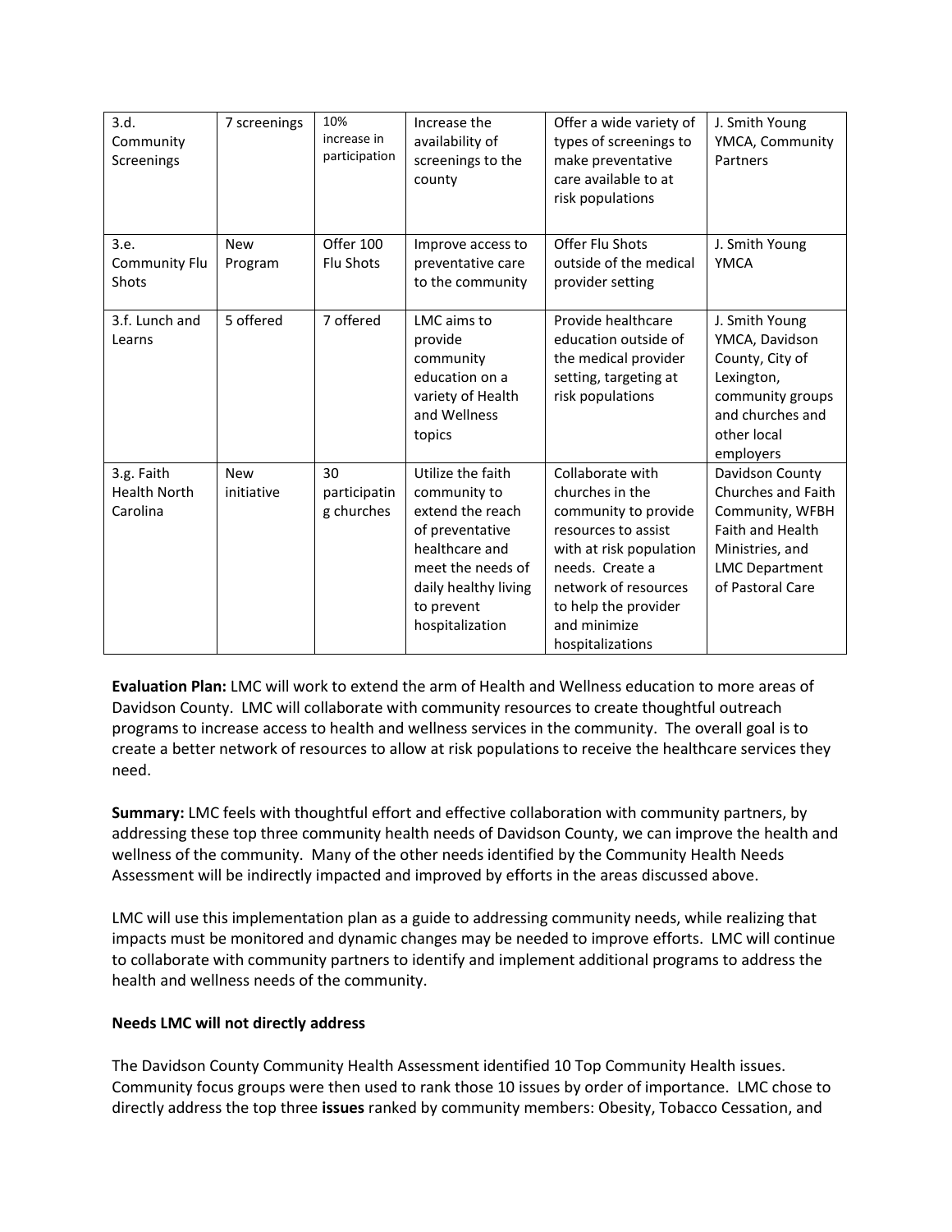| 3.d. Community Screenings | 7 screenings | 10% increase in participation | Increase the availability of screenings to the county | Offer a wide variety of types of screenings to make preventative care available to at risk populations | J. Smith Young YMCA, Community Partners |
|---|---|---|---|---|---|
| 3.e. Community Flu Shots | New Program | Offer 100 Flu Shots | Improve access to preventative care to the community | Offer Flu Shots outside of the medical provider setting | J. Smith Young YMCA |
| 3.f. Lunch and Learns | 5 offered | 7 offered | LMC aims to provide community education on a variety of Health and Wellness topics | Provide healthcare education outside of the medical provider setting, targeting at risk populations | J. Smith Young YMCA, Davidson County, City of Lexington, community groups and churches and other local employers |
| 3.g. Faith Health North Carolina | New initiative | 30 participating churches | Utilize the faith community to extend the reach of preventative healthcare and meet the needs of daily healthy living to prevent hospitalization | Collaborate with churches in the community to provide resources to assist with at risk population needs. Create a network of resources to help the provider and minimize hospitalizations | Davidson County Churches and Faith Community, WFBH Faith and Health Ministries, and LMC Department of Pastoral Care |

**Evaluation Plan:** LMC will work to extend the arm of Health and Wellness education to more areas of Davidson County. LMC will collaborate with community resources to create thoughtful outreach programs to increase access to health and wellness services in the community. The overall goal is to create a better network of resources to allow at risk populations to receive the healthcare services they need.

**Summary:** LMC feels with thoughtful effort and effective collaboration with community partners, by addressing these top three community health needs of Davidson County, we can improve the health and wellness of the community. Many of the other needs identified by the Community Health Needs Assessment will be indirectly impacted and improved by efforts in the areas discussed above.

LMC will use this implementation plan as a guide to addressing community needs, while realizing that impacts must be monitored and dynamic changes may be needed to improve efforts. LMC will continue to collaborate with community partners to identify and implement additional programs to address the health and wellness needs of the community.

**Needs LMC will not directly address**

The Davidson County Community Health Assessment identified 10 Top Community Health issues. Community focus groups were then used to rank those 10 issues by order of importance. LMC chose to directly address the top three **issues** ranked by community members: Obesity, Tobacco Cessation, and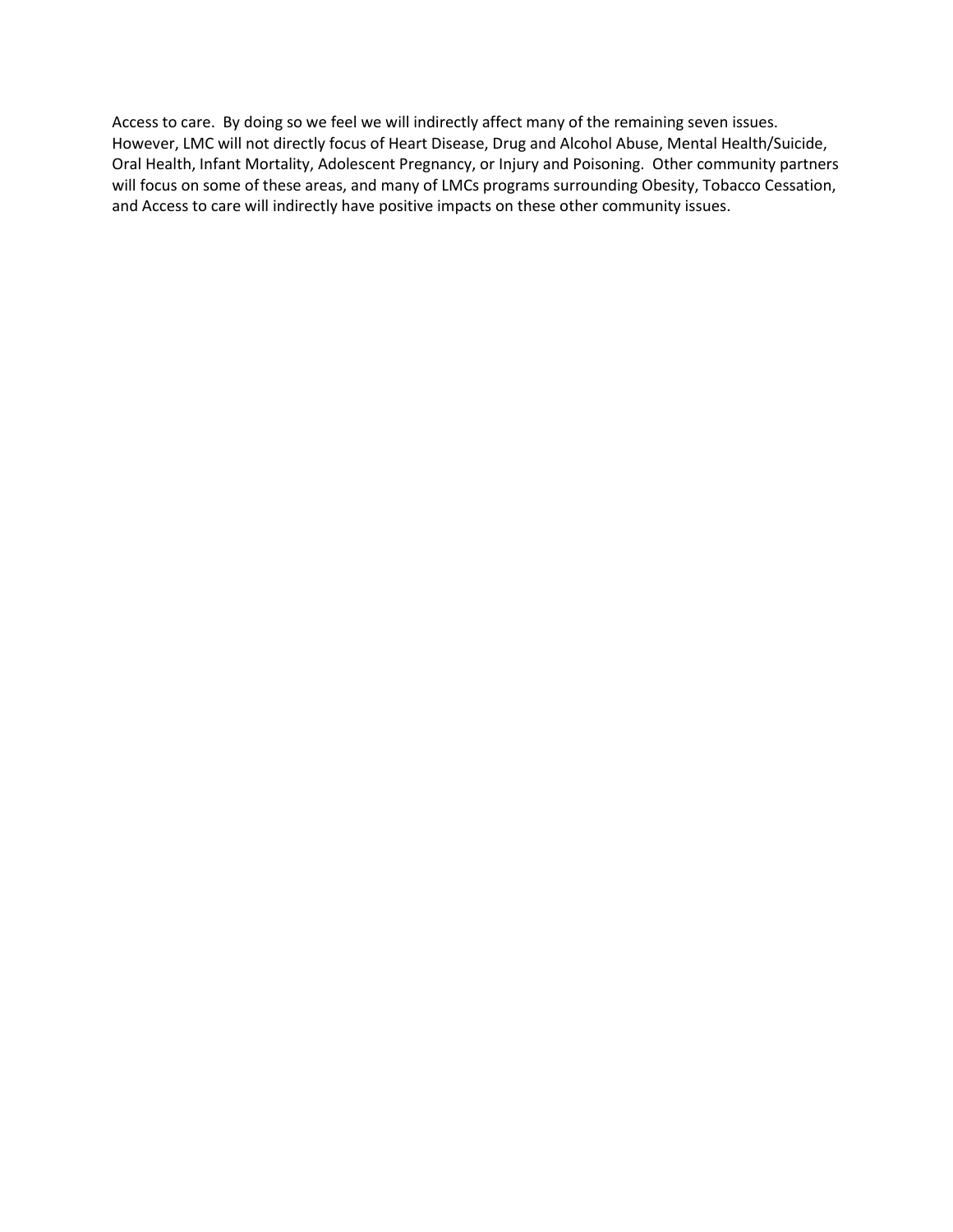Access to care. By doing so we feel we will indirectly affect many of the remaining seven issues. However, LMC will not directly focus of Heart Disease, Drug and Alcohol Abuse, Mental Health/Suicide, Oral Health, Infant Mortality, Adolescent Pregnancy, or Injury and Poisoning. Other community partners will focus on some of these areas, and many of LMCs programs surrounding Obesity, Tobacco Cessation, and Access to care will indirectly have positive impacts on these other community issues.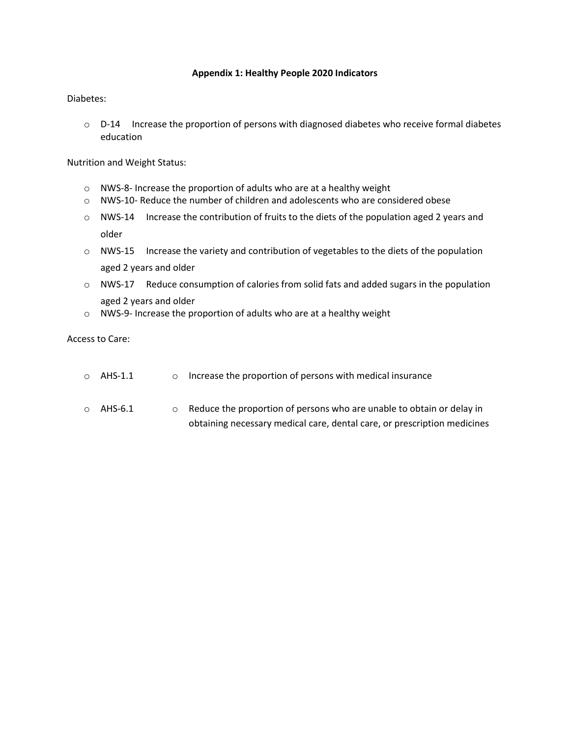### Appendix 1: Healthy People 2020 Indicators

Diabetes:

- D-14 Increase the proportion of persons with diagnosed diabetes who receive formal diabetes education

Nutrition and Weight Status:

- NWS-8- Increase the proportion of adults who are at a healthy weight
- NWS-10- Reduce the number of children and adolescents who are considered obese
- NWS-14 Increase the contribution of fruits to the diets of the population aged 2 years and older
- NWS-15 Increase the variety and contribution of vegetables to the diets of the population aged 2 years and older
- NWS-17 Reduce consumption of calories from solid fats and added sugars in the population aged 2 years and older
- NWS-9- Increase the proportion of adults who are at a healthy weight

Access to Care:

- AHS-1.1
    - Increase the proportion of persons with medical insurance
- AHS-6.1
    - Reduce the proportion of persons who are unable to obtain or delay in obtaining necessary medical care, dental care, or prescription medicines